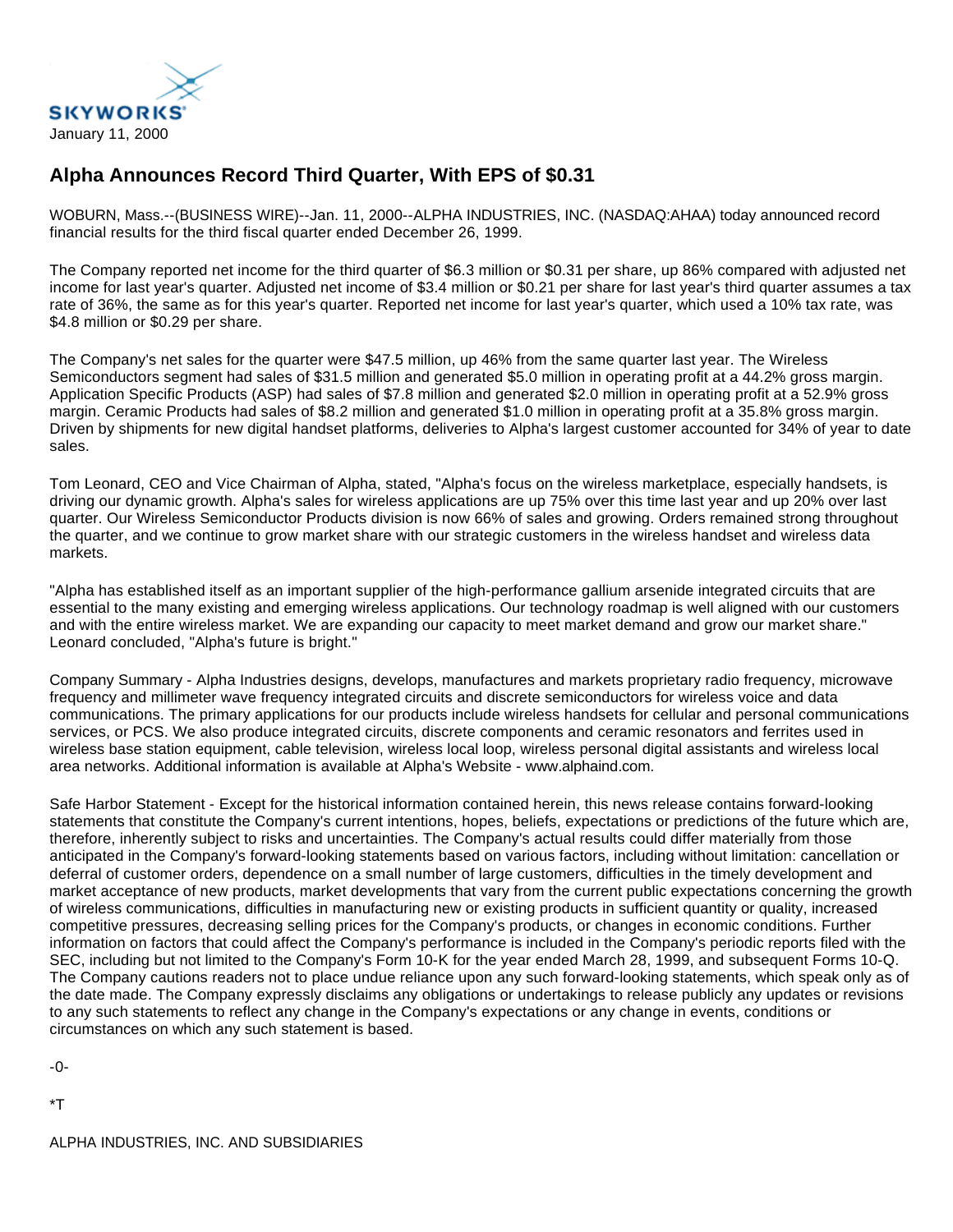SKYWORKS

January 11, 2000

# Alpha Announces Record Third Quarter, With EPS of $0.31

WOBURN, Mass.--(BUSINESS WIRE)--Jan. 11, 2000--ALPHA INDUSTRIES, INC. (NASDAQ:AHAA) today announced record financial results for the third fiscal quarter ended December 26, 1999.

The Company reported net income for the third quarter of $6.3 million or $0.31 per share, up 86% compared with adjusted net income for last year's quarter. Adjusted net income of $3.4 million or $0.21 per share for last year's third quarter assumes a tax rate of 36%, the same as for this year's quarter. Reported net income for last year's quarter, which used a 10% tax rate, was $4.8 million or $0.29 per share.

The Company's net sales for the quarter were $47.5 million, up 46% from the same quarter last year. The Wireless Semiconductors segment had sales of $31.5 million and generated $5.0 million in operating profit at a 44.2% gross margin. Application Specific Products (ASP) had sales of $7.8 million and generated $2.0 million in operating profit at a 52.9% gross margin. Ceramic Products had sales of $8.2 million and generated $1.0 million in operating profit at a 35.8% gross margin. Driven by shipments for new digital handset platforms, deliveries to Alpha's largest customer accounted for 34% of year to date sales.

Tom Leonard, CEO and Vice Chairman of Alpha, stated, "Alpha's focus on the wireless marketplace, especially handsets, is driving our dynamic growth. Alpha's sales for wireless applications are up 75% over this time last year and up 20% over last quarter. Our Wireless Semiconductor Products division is now 66% of sales and growing. Orders remained strong throughout the quarter, and we continue to grow market share with our strategic customers in the wireless handset and wireless data markets.

"Alpha has established itself as an important supplier of the high-performance gallium arsenide integrated circuits that are essential to the many existing and emerging wireless applications. Our technology roadmap is well aligned with our customers and with the entire wireless market. We are expanding our capacity to meet market demand and grow our market share." Leonard concluded, "Alpha's future is bright."

Company Summary - Alpha Industries designs, develops, manufactures and markets proprietary radio frequency, microwave frequency and millimeter wave frequency integrated circuits and discrete semiconductors for wireless voice and data communications. The primary applications for our products include wireless handsets for cellular and personal communications services, or PCS. We also produce integrated circuits, discrete components and ceramic resonators and ferrites used in wireless base station equipment, cable television, wireless local loop, wireless personal digital assistants and wireless local area networks. Additional information is available at Alpha's Website - www.alphaind.com.

Safe Harbor Statement - Except for the historical information contained herein, this news release contains forward-looking statements that constitute the Company's current intentions, hopes, beliefs, expectations or predictions of the future which are, therefore, inherently subject to risks and uncertainties. The Company's actual results could differ materially from those anticipated in the Company's forward-looking statements based on various factors, including without limitation: cancellation or deferral of customer orders, dependence on a small number of large customers, difficulties in the timely development and market acceptance of new products, market developments that vary from the current public expectations concerning the growth of wireless communications, difficulties in manufacturing new or existing products in sufficient quantity or quality, increased competitive pressures, decreasing selling prices for the Company's products, or changes in economic conditions. Further information on factors that could affect the Company's performance is included in the Company's periodic reports filed with the SEC, including but not limited to the Company's Form 10-K for the year ended March 28, 1999, and subsequent Forms 10-Q. The Company cautions readers not to place undue reliance upon any such forward-looking statements, which speak only as of the date made. The Company expressly disclaims any obligations or undertakings to release publicly any updates or revisions to any such statements to reflect any change in the Company's expectations or any change in events, conditions or circumstances on which any such statement is based.

-0-

*T

ALPHA INDUSTRIES, INC. AND SUBSIDIARIES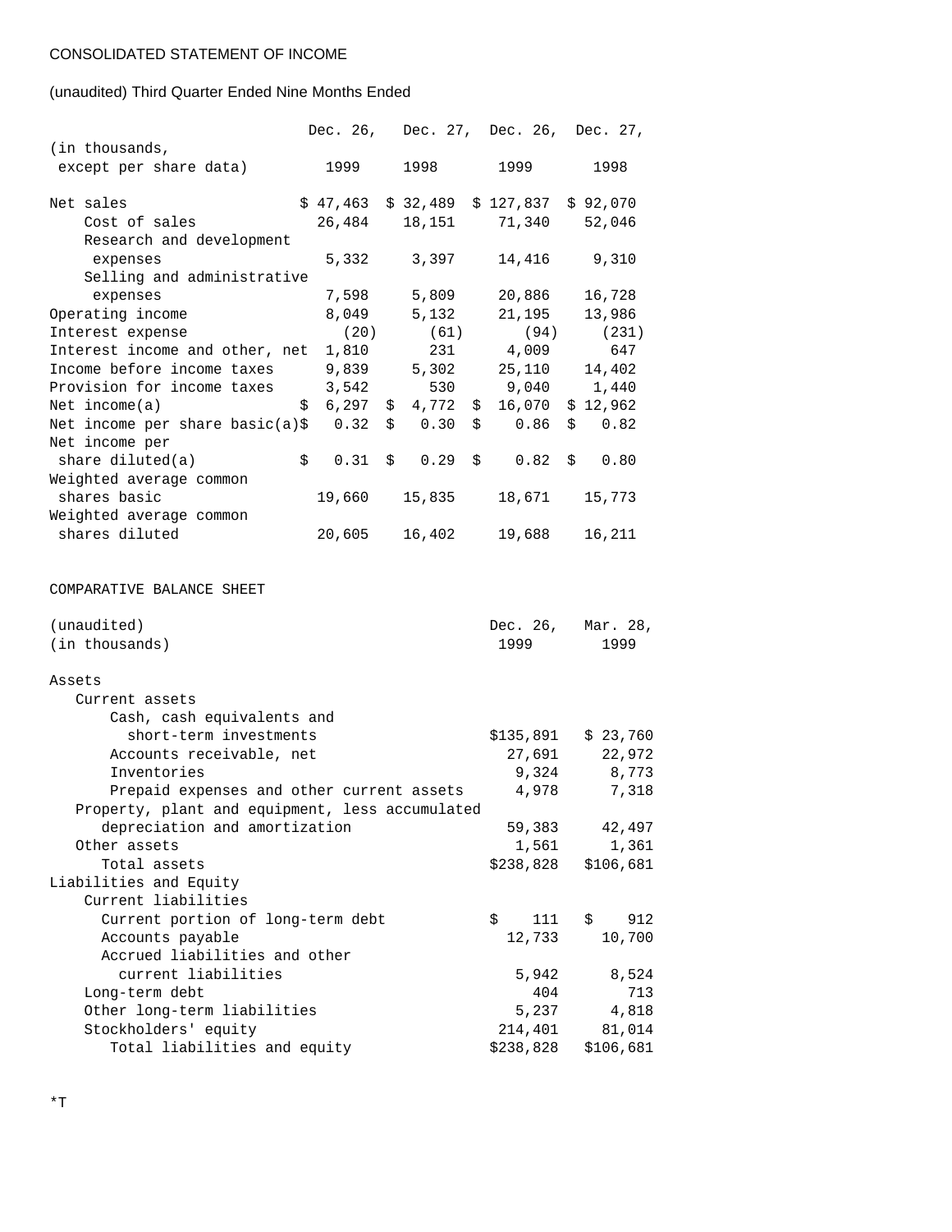CONSOLIDATED STATEMENT OF INCOME

(unaudited) Third Quarter Ended Nine Months Ended

| (in thousands, except per share data) | Dec. 26, 1999 | Dec. 27, 1998 | Dec. 26, 1999 | Dec. 27, 1998 |
|---|---|---|---|---|
| Net sales | $ 47,463 | $ 32,489 | $ 127,837 | $ 92,070 |
| Cost of sales | 26,484 | 18,151 | 71,340 | 52,046 |
| Research and development expenses | 5,332 | 3,397 | 14,416 | 9,310 |
| Selling and administrative expenses | 7,598 | 5,809 | 20,886 | 16,728 |
| Operating income | 8,049 | 5,132 | 21,195 | 13,986 |
| Interest expense | (20) | (61) | (94) | (231) |
| Interest income and other, net | 1,810 | 231 | 4,009 | 647 |
| Income before income taxes | 9,839 | 5,302 | 25,110 | 14,402 |
| Provision for income taxes | 3,542 | 530 | 9,040 | 1,440 |
| Net income(a) | $ 6,297 | $ 4,772 | $ 16,070 | $ 12,962 |
| Net income per share basic(a) | $ 0.32 | $ 0.30 | $ 0.86 | $ 0.82 |
| Net income per share diluted(a) | $ 0.31 | $ 0.29 | $ 0.82 | $ 0.80 |
| Weighted average common shares basic | 19,660 | 15,835 | 18,671 | 15,773 |
| Weighted average common shares diluted | 20,605 | 16,402 | 19,688 | 16,211 |

COMPARATIVE BALANCE SHEET

| (unaudited) (in thousands) | Dec. 26, 1999 | Mar. 28, 1999 |
|---|---|---|
| Assets | | |
| Current assets | | |
| Cash, cash equivalents and short-term investments | $135,891 | $ 23,760 |
| Accounts receivable, net | 27,691 | 22,972 |
| Inventories | 9,324 | 8,773 |
| Prepaid expenses and other current assets | 4,978 | 7,318 |
| Property, plant and equipment, less accumulated depreciation and amortization | 59,383 | 42,497 |
| Other assets | 1,561 | 1,361 |
| Total assets | $238,828 | $106,681 |
| Liabilities and Equity | | |
| Current liabilities | | |
| Current portion of long-term debt | $ 111 | $ 912 |
| Accounts payable | 12,733 | 10,700 |
| Accrued liabilities and other current liabilities | 5,942 | 8,524 |
| Long-term debt | 404 | 713 |
| Other long-term liabilities | 5,237 | 4,818 |
| Stockholders' equity | 214,401 | 81,014 |
| Total liabilities and equity | $238,828 | $106,681 |

*T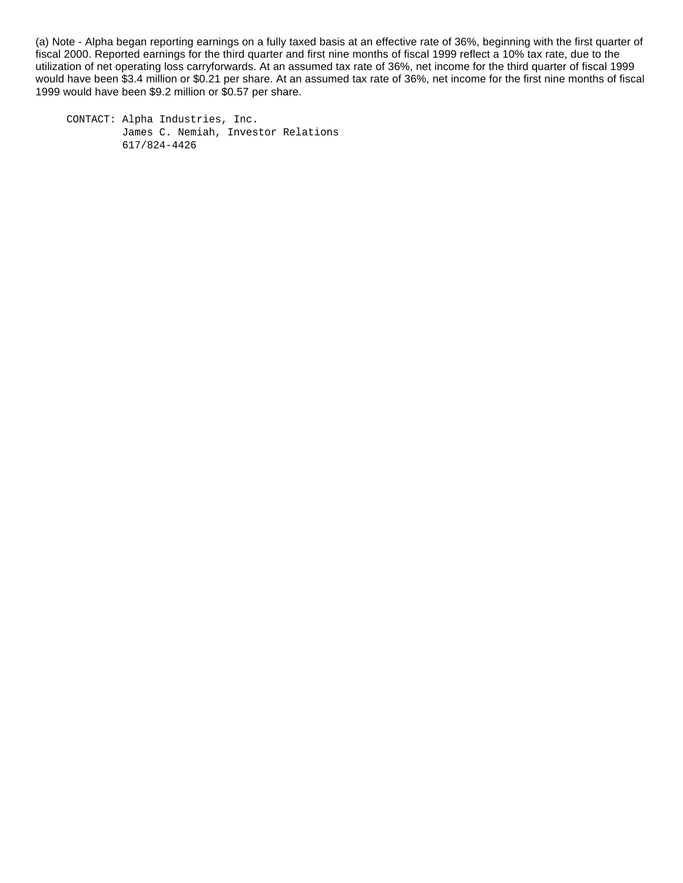(a) Note - Alpha began reporting earnings on a fully taxed basis at an effective rate of 36%, beginning with the first quarter of fiscal 2000. Reported earnings for the third quarter and first nine months of fiscal 1999 reflect a 10% tax rate, due to the utilization of net operating loss carryforwards. At an assumed tax rate of 36%, net income for the third quarter of fiscal 1999 would have been $3.4 million or $0.21 per share. At an assumed tax rate of 36%, net income for the first nine months of fiscal 1999 would have been $9.2 million or $0.57 per share.

```
CONTACT: Alpha Industries, Inc.
         James C. Nemiah, Investor Relations
         617/824-4426
```